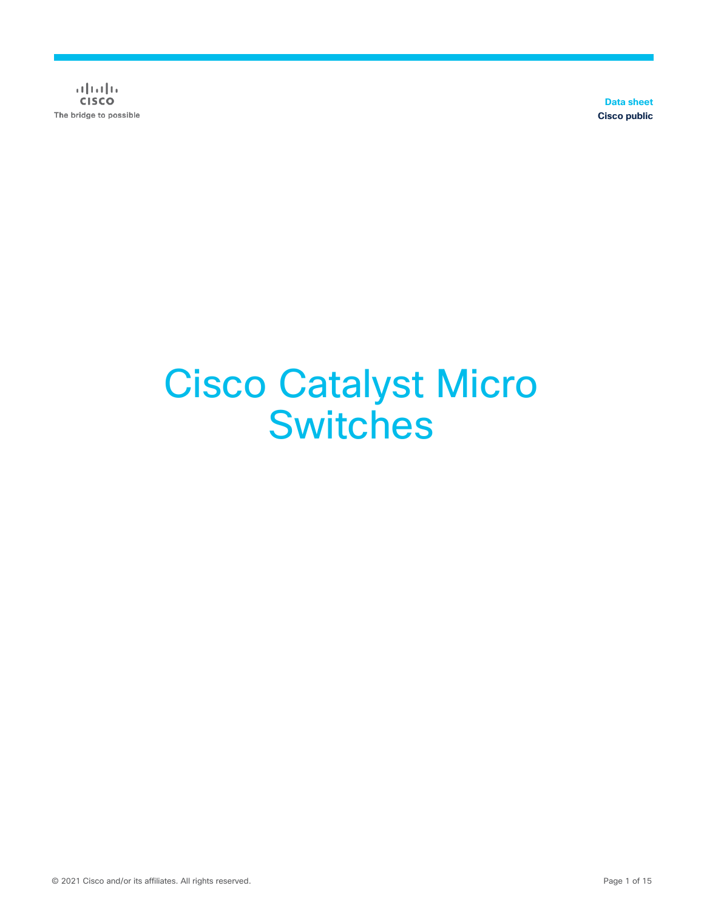Data sheet
Cisco public

# Cisco Catalyst Micro Switches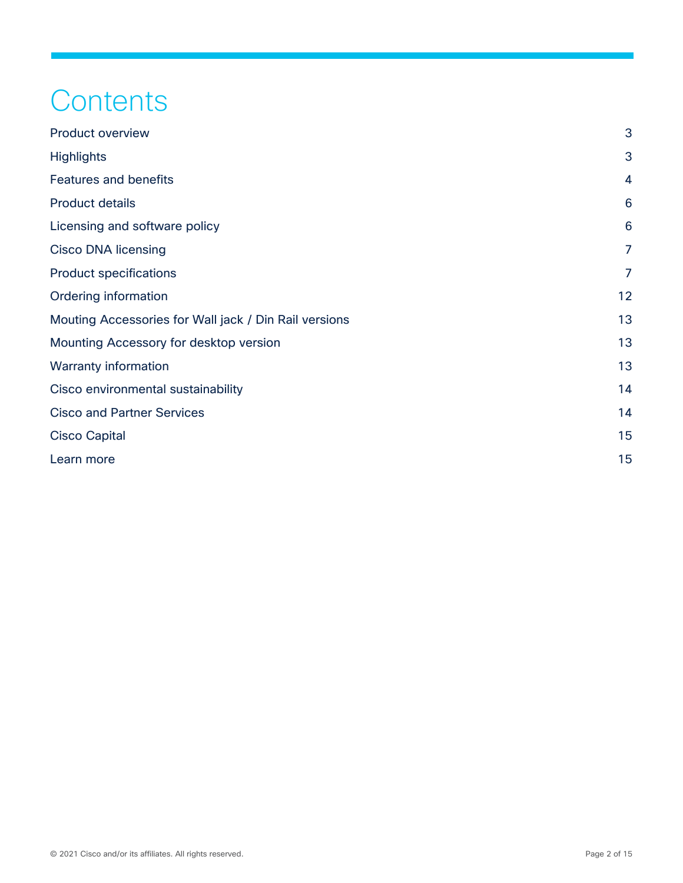# Contents

| | |
|---|---|
| Product overview | 3 |
| Highlights | 3 |
| Features and benefits | 4 |
| Product details | 6 |
| Licensing and software policy | 6 |
| Cisco DNA licensing | 7 |
| Product specifications | 7 |
| Ordering information | 12 |
| Mouting Accessories for Wall jack / Din Rail versions | 13 |
| Mounting Accessory for desktop version | 13 |
| Warranty information | 13 |
| Cisco environmental sustainability | 14 |
| Cisco and Partner Services | 14 |
| Cisco Capital | 15 |
| Learn more | 15 |

© 2021 Cisco and/or its affiliates. All rights reserved.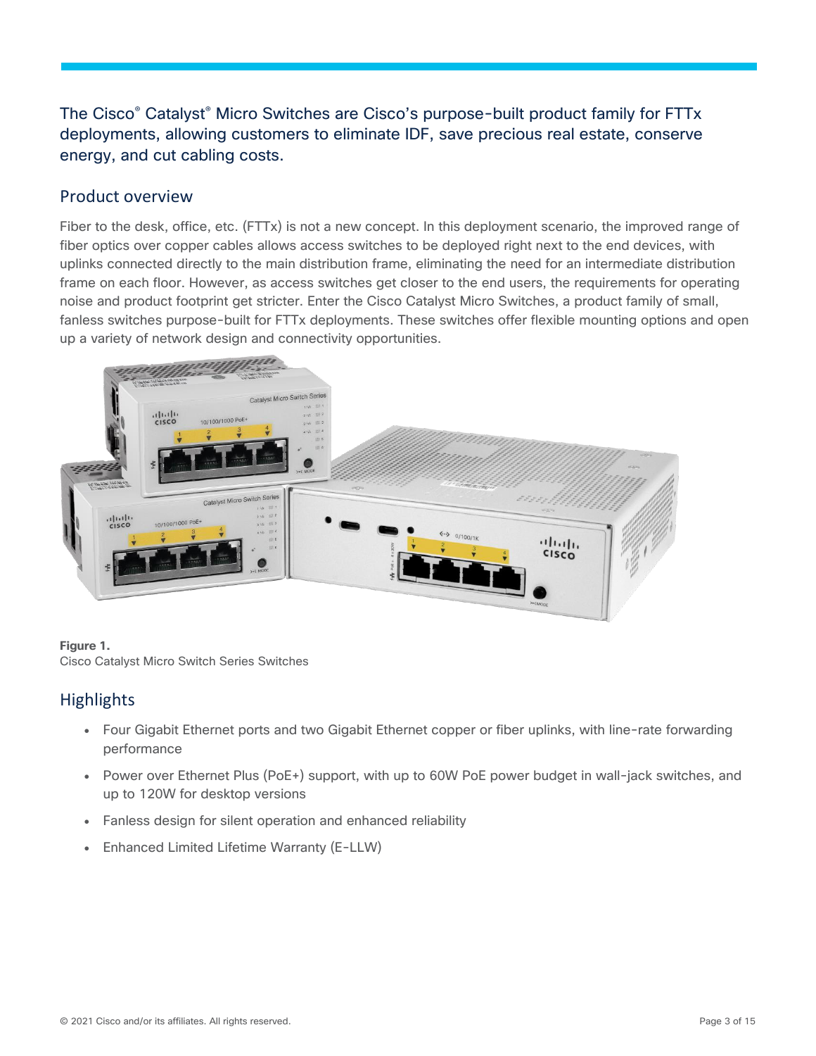The Cisco® Catalyst® Micro Switches are Cisco's purpose-built product family for FTTx deployments, allowing customers to eliminate IDF, save precious real estate, conserve energy, and cut cabling costs.

## Product overview

Fiber to the desk, office, etc. (FTTx) is not a new concept. In this deployment scenario, the improved range of fiber optics over copper cables allows access switches to be deployed right next to the end devices, with uplinks connected directly to the main distribution frame, eliminating the need for an intermediate distribution frame on each floor. However, as access switches get closer to the end users, the requirements for operating noise and product footprint get stricter. Enter the Cisco Catalyst Micro Switches, a product family of small, fanless switches purpose-built for FTTx deployments. These switches offer flexible mounting options and open up a variety of network design and connectivity opportunities.

**Figure 1.**
Cisco Catalyst Micro Switch Series Switches

## Highlights

- Four Gigabit Ethernet ports and two Gigabit Ethernet copper or fiber uplinks, with line-rate forwarding performance
- Power over Ethernet Plus (PoE+) support, with up to 60W PoE power budget in wall-jack switches, and up to 120W for desktop versions
- Fanless design for silent operation and enhanced reliability
- Enhanced Limited Lifetime Warranty (E-LLW)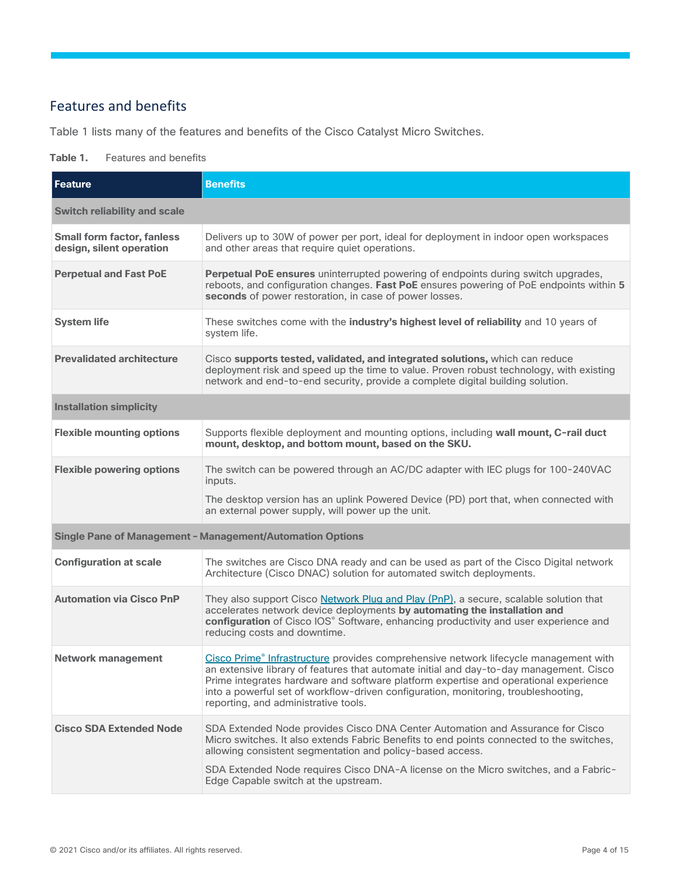## Features and benefits

Table 1 lists many of the features and benefits of the Cisco Catalyst Micro Switches.

**Table 1.** Features and benefits

| Feature | Benefits |
| --- | --- |
| **Switch reliability and scale** | |
| **Small form factor, fanless design, silent operation** | Delivers up to 30W of power per port, ideal for deployment in indoor open workspaces and other areas that require quiet operations. |
| **Perpetual and Fast PoE** | **Perpetual PoE ensures** uninterrupted powering of endpoints during switch upgrades, reboots, and configuration changes. **Fast PoE** ensures powering of PoE endpoints within **5 seconds** of power restoration, in case of power losses. |
| **System life** | These switches come with the **industry's highest level of reliability** and 10 years of system life. |
| **Prevalidated architecture** | Cisco **supports tested, validated, and integrated solutions,** which can reduce deployment risk and speed up the time to value. Proven robust technology, with existing network and end-to-end security, provide a complete digital building solution. |
| **Installation simplicity** | |
| **Flexible mounting options** | Supports flexible deployment and mounting options, including **wall mount, C-rail duct mount, desktop, and bottom mount, based on the SKU.** |
| **Flexible powering options** | The switch can be powered through an AC/DC adapter with IEC plugs for 100-240VAC inputs.<br><br>The desktop version has an uplink Powered Device (PD) port that, when connected with an external power supply, will power up the unit. |
| **Single Pane of Management - Management/Automation Options** | |
| **Configuration at scale** | The switches are Cisco DNA ready and can be used as part of the Cisco Digital network Architecture (Cisco DNAC) solution for automated switch deployments. |
| **Automation via Cisco PnP** | They also support Cisco Network Plug and Play (PnP), a secure, scalable solution that accelerates network device deployments **by automating the installation and configuration** of Cisco IOS® Software, enhancing productivity and user experience and reducing costs and downtime. |
| **Network management** | Cisco Prime® Infrastructure provides comprehensive network lifecycle management with an extensive library of features that automate initial and day-to-day management. Cisco Prime integrates hardware and software platform expertise and operational experience into a powerful set of workflow-driven configuration, monitoring, troubleshooting, reporting, and administrative tools. |
| **Cisco SDA Extended Node** | SDA Extended Node provides Cisco DNA Center Automation and Assurance for Cisco Micro switches. It also extends Fabric Benefits to end points connected to the switches, allowing consistent segmentation and policy-based access.<br><br>SDA Extended Node requires Cisco DNA-A license on the Micro switches, and a Fabric-Edge Capable switch at the upstream. |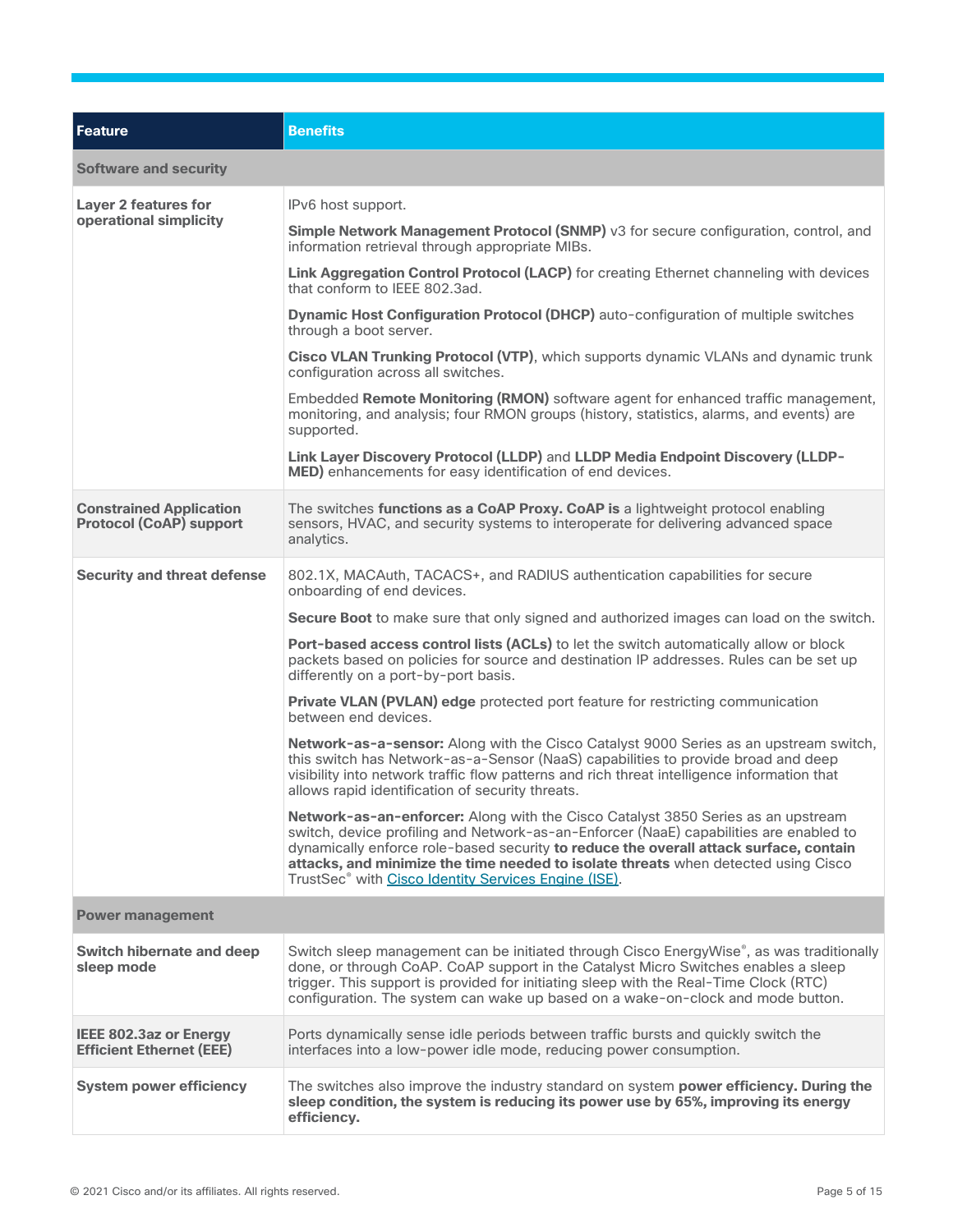| Feature | Benefits |
| --- | --- |
| **Software and security** | |
| **Layer 2 features for operational simplicity** | IPv6 host support.<br><br>**Simple Network Management Protocol (SNMP)** v3 for secure configuration, control, and information retrieval through appropriate MIBs.<br><br>**Link Aggregation Control Protocol (LACP)** for creating Ethernet channeling with devices that conform to IEEE 802.3ad.<br><br>**Dynamic Host Configuration Protocol (DHCP)** auto-configuration of multiple switches through a boot server.<br><br>**Cisco VLAN Trunking Protocol (VTP)**, which supports dynamic VLANs and dynamic trunk configuration across all switches.<br><br>Embedded **Remote Monitoring (RMON)** software agent for enhanced traffic management, monitoring, and analysis; four RMON groups (history, statistics, alarms, and events) are supported.<br><br>**Link Layer Discovery Protocol (LLDP)** and **LLDP Media Endpoint Discovery (LLDP-MED)** enhancements for easy identification of end devices. |
| **Constrained Application Protocol (CoAP) support** | The switches **functions as a CoAP Proxy. CoAP is** a lightweight protocol enabling sensors, HVAC, and security systems to interoperate for delivering advanced space analytics. |
| **Security and threat defense** | 802.1X, MACAuth, TACACS+, and RADIUS authentication capabilities for secure onboarding of end devices.<br><br>**Secure Boot** to make sure that only signed and authorized images can load on the switch.<br><br>**Port-based access control lists (ACLs)** to let the switch automatically allow or block packets based on policies for source and destination IP addresses. Rules can be set up differently on a port-by-port basis.<br><br>**Private VLAN (PVLAN) edge** protected port feature for restricting communication between end devices.<br><br>**Network-as-a-sensor:** Along with the Cisco Catalyst 9000 Series as an upstream switch, this switch has Network-as-a-Sensor (NaaS) capabilities to provide broad and deep visibility into network traffic flow patterns and rich threat intelligence information that allows rapid identification of security threats.<br><br>**Network-as-an-enforcer:** Along with the Cisco Catalyst 3850 Series as an upstream switch, device profiling and Network-as-an-Enforcer (NaaE) capabilities are enabled to dynamically enforce role-based security **to reduce the overall attack surface, contain attacks, and minimize the time needed to isolate threats** when detected using Cisco TrustSec® with [Cisco Identity Services Engine (ISE)](). |
| **Power management** | |
| **Switch hibernate and deep sleep mode** | Switch sleep management can be initiated through Cisco EnergyWise®, as was traditionally done, or through CoAP. CoAP support in the Catalyst Micro Switches enables a sleep trigger. This support is provided for initiating sleep with the Real-Time Clock (RTC) configuration. The system can wake up based on a wake-on-clock and mode button. |
| **IEEE 802.3az or Energy Efficient Ethernet (EEE)** | Ports dynamically sense idle periods between traffic bursts and quickly switch the interfaces into a low-power idle mode, reducing power consumption. |
| **System power efficiency** | The switches also improve the industry standard on system **power efficiency. During the sleep condition, the system is reducing its power use by 65%, improving its energy efficiency.** |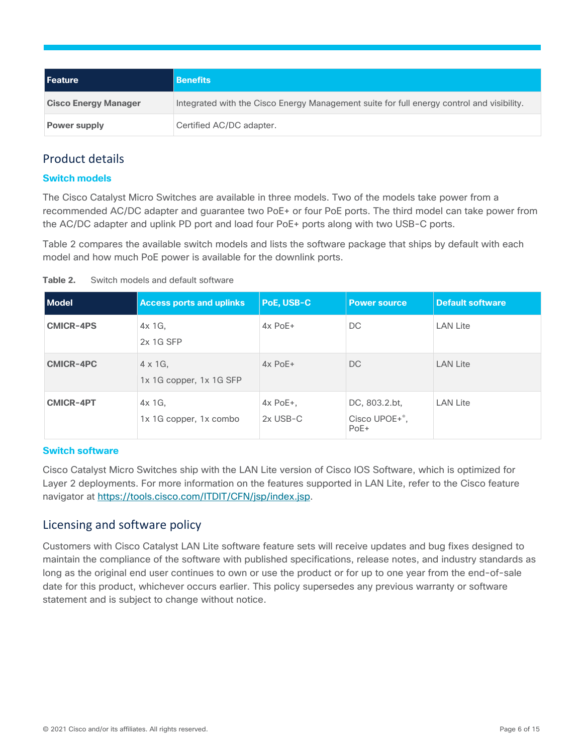| Feature | Benefits |
| --- | --- |
| **Cisco Energy Manager** | Integrated with the Cisco Energy Management suite for full energy control and visibility. |
| **Power supply** | Certified AC/DC adapter. |

## Product details

### Switch models

The Cisco Catalyst Micro Switches are available in three models. Two of the models take power from a recommended AC/DC adapter and guarantee two PoE+ or four PoE ports. The third model can take power from the AC/DC adapter and uplink PD port and load four PoE+ ports along with two USB-C ports.

Table 2 compares the available switch models and lists the software package that ships by default with each model and how much PoE power is available for the downlink ports.

**Table 2.** Switch models and default software

| Model | Access ports and uplinks | PoE, USB-C | Power source | Default software |
| --- | --- | --- | --- | --- |
| **CMICR-4PS** | 4x 1G,<br>2x 1G SFP | 4x PoE+ | DC | LAN Lite |
| **CMICR-4PC** | 4 x 1G,<br>1x 1G copper, 1x 1G SFP | 4x PoE+ | DC | LAN Lite |
| **CMICR-4PT** | 4x 1G,<br>1x 1G copper, 1x combo | 4x PoE+,<br>2x USB-C | DC, 803.2.bt,<br>Cisco UPOE+®,<br>PoE+ | LAN Lite |

### Switch software

Cisco Catalyst Micro Switches ship with the LAN Lite version of Cisco IOS Software, which is optimized for Layer 2 deployments. For more information on the features supported in LAN Lite, refer to the Cisco feature navigator at https://tools.cisco.com/ITDIT/CFN/jsp/index.jsp.

## Licensing and software policy

Customers with Cisco Catalyst LAN Lite software feature sets will receive updates and bug fixes designed to maintain the compliance of the software with published specifications, release notes, and industry standards as long as the original end user continues to own or use the product or for up to one year from the end-of-sale date for this product, whichever occurs earlier. This policy supersedes any previous warranty or software statement and is subject to change without notice.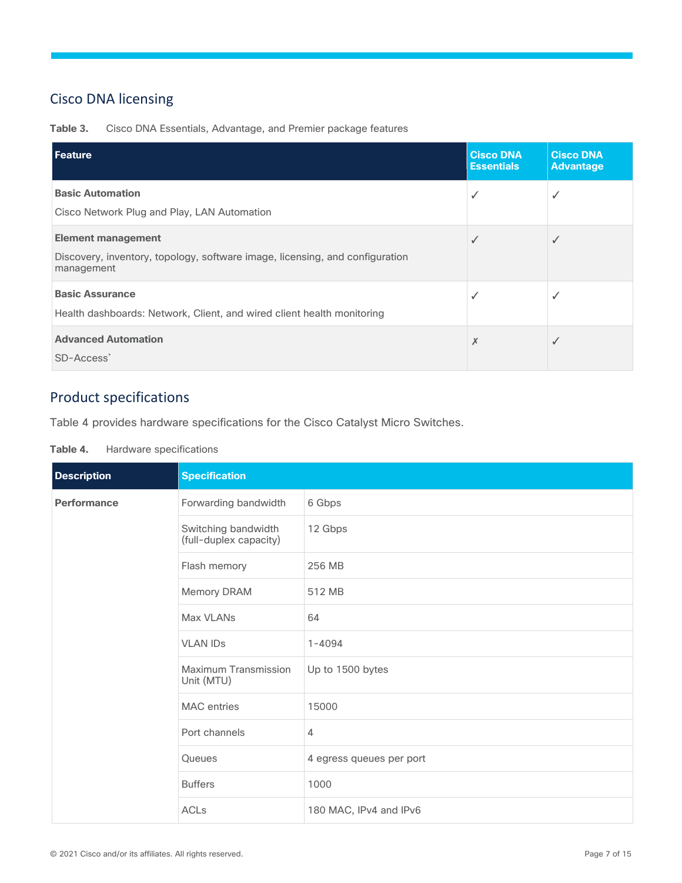## Cisco DNA licensing

**Table 3.** Cisco DNA Essentials, Advantage, and Premier package features

| Feature | Cisco DNA Essentials | Cisco DNA Advantage |
| --- | --- | --- |
| **Basic Automation**<br>Cisco Network Plug and Play, LAN Automation | ✓ | ✓ |
| **Element management**<br>Discovery, inventory, topology, software image, licensing, and configuration management | ✓ | ✓ |
| **Basic Assurance**<br>Health dashboards: Network, Client, and wired client health monitoring | ✓ | ✓ |
| **Advanced Automation**<br>SD-Access* | ✗ | ✓ |

## Product specifications

Table 4 provides hardware specifications for the Cisco Catalyst Micro Switches.

**Table 4.** Hardware specifications

| Description | Specification | |
| --- | --- | --- |
| **Performance** | Forwarding bandwidth | 6 Gbps |
| | Switching bandwidth (full-duplex capacity) | 12 Gbps |
| | Flash memory | 256 MB |
| | Memory DRAM | 512 MB |
| | Max VLANs | 64 |
| | VLAN IDs | 1-4094 |
| | Maximum Transmission Unit (MTU) | Up to 1500 bytes |
| | MAC entries | 15000 |
| | Port channels | 4 |
| | Queues | 4 egress queues per port |
| | Buffers | 1000 |
| | ACLs | 180 MAC, IPv4 and IPv6 |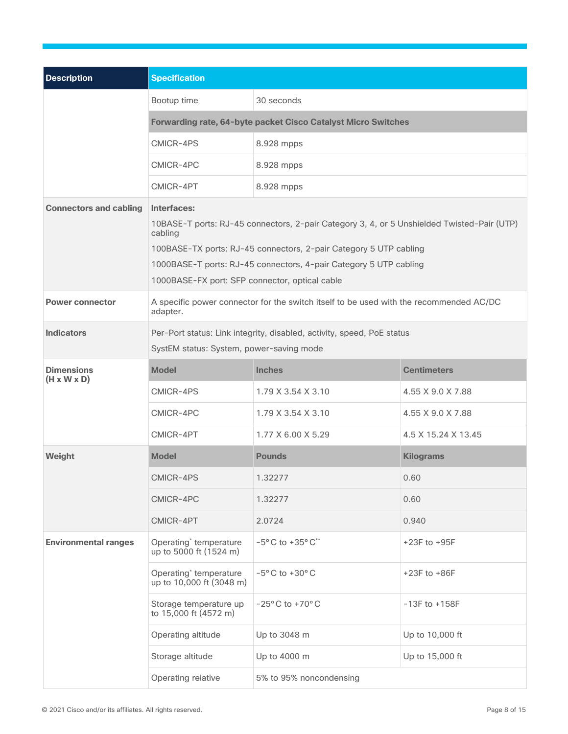| Description | Specification | | |
|---|---|---|---|
| | Bootup time | 30 seconds | |
| | **Forwarding rate, 64-byte packet Cisco Catalyst Micro Switches** | | |
| | CMICR-4PS | 8.928 mpps | |
| | CMICR-4PC | 8.928 mpps | |
| | CMICR-4PT | 8.928 mpps | |
| **Connectors and cabling** | **Interfaces:**<br>10BASE-T ports: RJ-45 connectors, 2-pair Category 3, 4, or 5 Unshielded Twisted-Pair (UTP) cabling<br>100BASE-TX ports: RJ-45 connectors, 2-pair Category 5 UTP cabling<br>1000BASE-T ports: RJ-45 connectors, 4-pair Category 5 UTP cabling<br>1000BASE-FX port: SFP connector, optical cable | | |
| **Power connector** | A specific power connector for the switch itself to be used with the recommended AC/DC adapter. | | |
| **Indicators** | Per-Port status: Link integrity, disabled, activity, speed, PoE status<br>SystEM status: System, power-saving mode | | |
| **Dimensions (H x W x D)** | **Model** | **Inches** | **Centimeters** |
| | CMICR-4PS | 1.79 X 3.54 X 3.10 | 4.55 X 9.0 X 7.88 |
| | CMICR-4PC | 1.79 X 3.54 X 3.10 | 4.55 X 9.0 X 7.88 |
| | CMICR-4PT | 1.77 X 6.00 X 5.29 | 4.5 X 15.24 X 13.45 |
| **Weight** | **Model** | **Pounds** | **Kilograms** |
| | CMICR-4PS | 1.32277 | 0.60 |
| | CMICR-4PC | 1.32277 | 0.60 |
| | CMICR-4PT | 2.0724 | 0.940 |
| **Environmental ranges** | Operating* temperature up to 5000 ft (1524 m) | -5° C to +35° C** | +23F to +95F |
| | Operating* temperature up to 10,000 ft (3048 m) | -5° C to +30° C | +23F to +86F |
| | Storage temperature up to 15,000 ft (4572 m) | -25° C to +70° C | -13F to +158F |
| | Operating altitude | Up to 3048 m | Up to 10,000 ft |
| | Storage altitude | Up to 4000 m | Up to 15,000 ft |
| | Operating relative | 5% to 95% noncondensing | |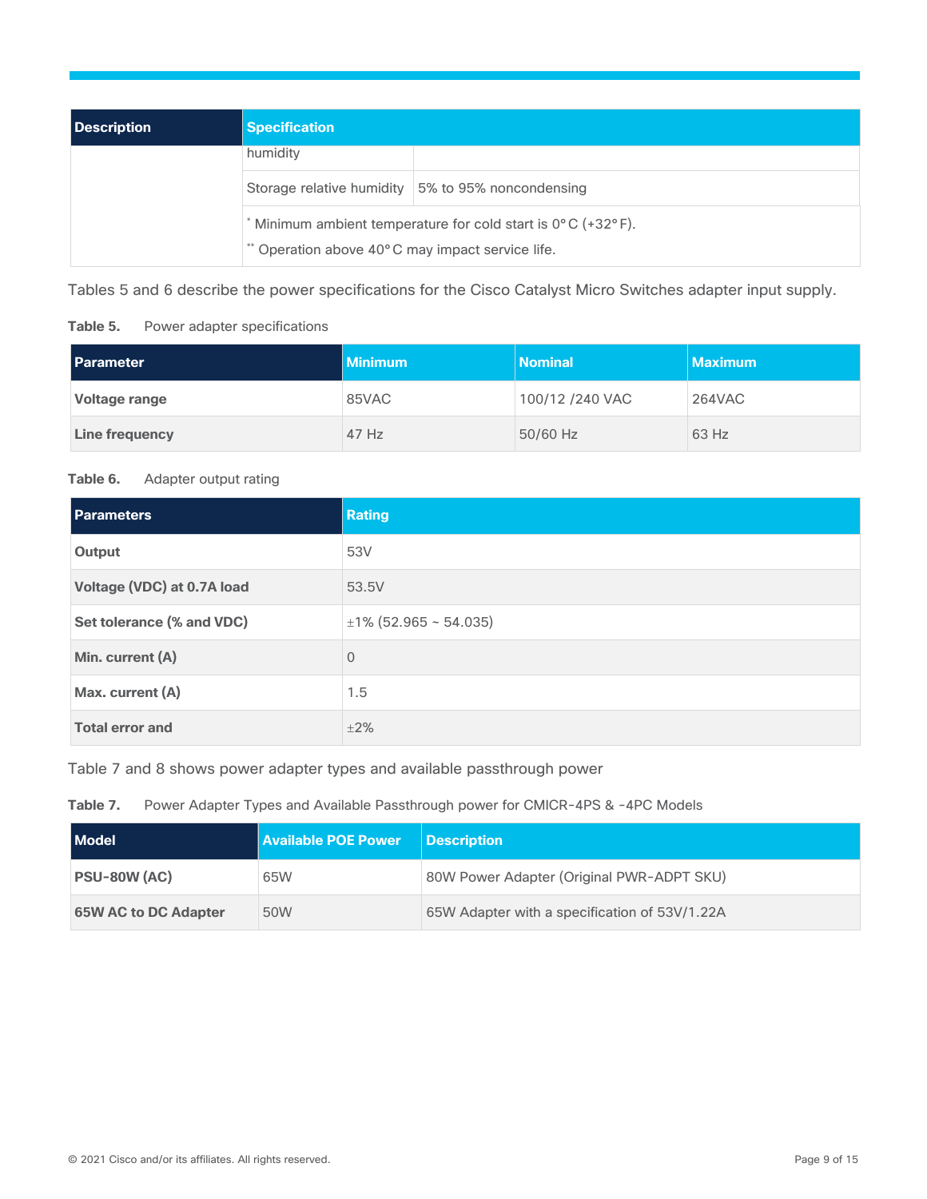| Description | Specification | |
| --- | --- | --- |
| | humidity | |
| | Storage relative humidity | 5% to 95% noncondensing |
| | * Minimum ambient temperature for cold start is 0° C (+32° F).<br>** Operation above 40° C may impact service life. | |

Tables 5 and 6 describe the power specifications for the Cisco Catalyst Micro Switches adapter input supply.

**Table 5.** Power adapter specifications

| Parameter | Minimum | Nominal | Maximum |
| --- | --- | --- | --- |
| **Voltage range** | 85VAC | 100/12 /240 VAC | 264VAC |
| **Line frequency** | 47 Hz | 50/60 Hz | 63 Hz |

**Table 6.** Adapter output rating

| Parameters | Rating |
| --- | --- |
| **Output** | 53V |
| **Voltage (VDC) at 0.7A load** | 53.5V |
| **Set tolerance (% and VDC)** | ±1% (52.965 ~ 54.035) |
| **Min. current (A)** | 0 |
| **Max. current (A)** | 1.5 |
| **Total error and** | ±2% |

Table 7 and 8 shows power adapter types and available passthrough power

**Table 7.** Power Adapter Types and Available Passthrough power for CMICR-4PS & -4PC Models

| Model | Available POE Power | Description |
| --- | --- | --- |
| **PSU-80W (AC)** | 65W | 80W Power Adapter (Original PWR-ADPT SKU) |
| **65W AC to DC Adapter** | 50W | 65W Adapter with a specification of 53V/1.22A |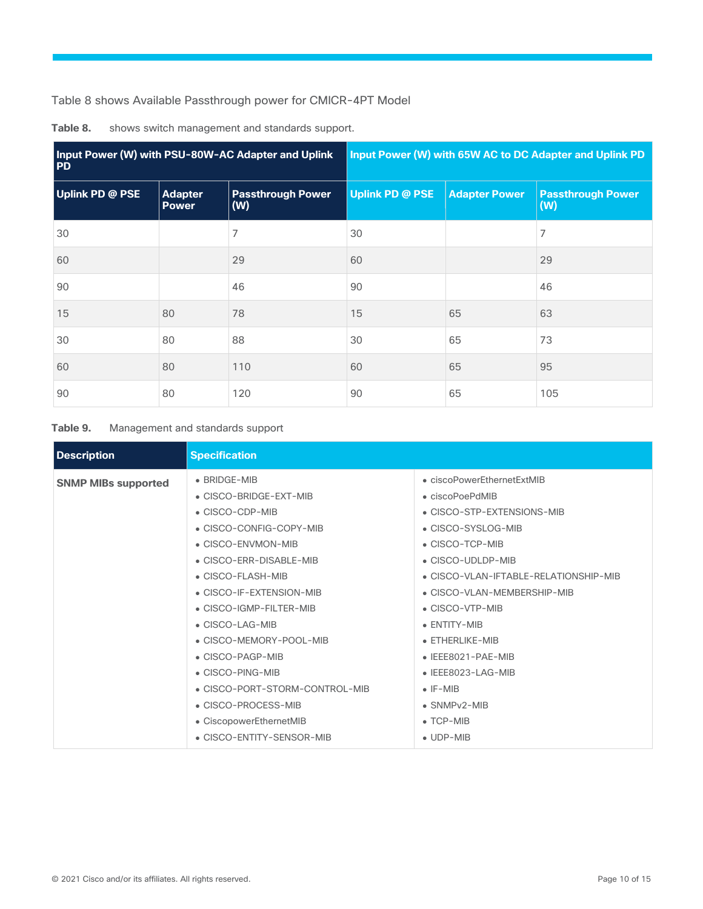Table 8 shows Available Passthrough power for CMICR-4PT Model

**Table 8.** shows switch management and standards support.

| Input Power (W) with PSU-80W-AC Adapter and Uplink PD | | | Input Power (W) with 65W AC to DC Adapter and Uplink PD | | |
|---|---|---|---|---|---|
| **Uplink PD @ PSE** | **Adapter Power** | **Passthrough Power (W)** | **Uplink PD @ PSE** | **Adapter Power** | **Passthrough Power (W)** |
| 30 | | 7 | 30 | | 7 |
| 60 | | 29 | 60 | | 29 |
| 90 | | 46 | 90 | | 46 |
| 15 | 80 | 78 | 15 | 65 | 63 |
| 30 | 80 | 88 | 30 | 65 | 73 |
| 60 | 80 | 110 | 60 | 65 | 95 |
| 90 | 80 | 120 | 90 | 65 | 105 |

**Table 9.** Management and standards support

| Description | Specification | |
|---|---|---|
| **SNMP MIBs supported** | • BRIDGE-MIB<br>• CISCO-BRIDGE-EXT-MIB<br>• CISCO-CDP-MIB<br>• CISCO-CONFIG-COPY-MIB<br>• CISCO-ENVMON-MIB<br>• CISCO-ERR-DISABLE-MIB<br>• CISCO-FLASH-MIB<br>• CISCO-IF-EXTENSION-MIB<br>• CISCO-IGMP-FILTER-MIB<br>• CISCO-LAG-MIB<br>• CISCO-MEMORY-POOL-MIB<br>• CISCO-PAGP-MIB<br>• CISCO-PING-MIB<br>• CISCO-PORT-STORM-CONTROL-MIB<br>• CISCO-PROCESS-MIB<br>• CiscopowerEthernetMIB<br>• CISCO-ENTITY-SENSOR-MIB | • ciscoPowerEthernetExtMIB<br>• ciscoPoePdMIB<br>• CISCO-STP-EXTENSIONS-MIB<br>• CISCO-SYSLOG-MIB<br>• CISCO-TCP-MIB<br>• CISCO-UDLDP-MIB<br>• CISCO-VLAN-IFTABLE-RELATIONSHIP-MIB<br>• CISCO-VLAN-MEMBERSHIP-MIB<br>• CISCO-VTP-MIB<br>• ENTITY-MIB<br>• ETHERLIKE-MIB<br>• IEEE8021-PAE-MIB<br>• IEEE8023-LAG-MIB<br>• IF-MIB<br>• SNMPv2-MIB<br>• TCP-MIB<br>• UDP-MIB |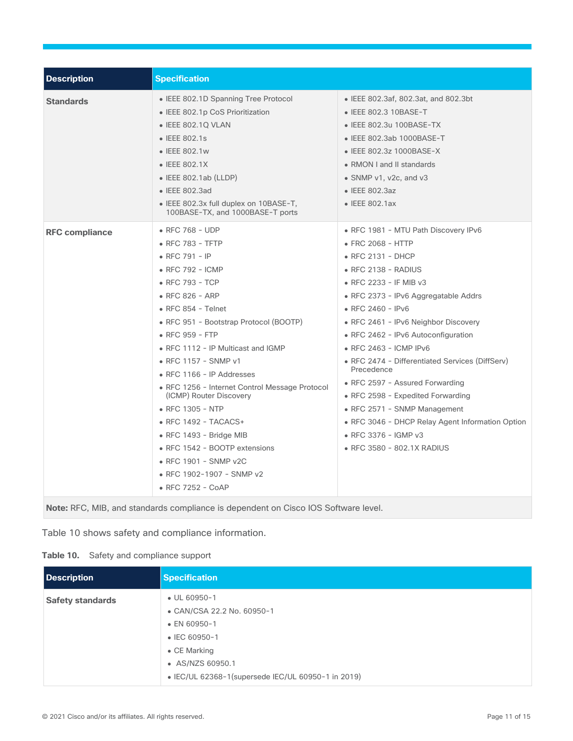| Description | Specification | |
|---|---|---|
| **Standards** | • IEEE 802.1D Spanning Tree Protocol<br>• IEEE 802.1p CoS Prioritization<br>• IEEE 802.1Q VLAN<br>• IEEE 802.1s<br>• IEEE 802.1w<br>• IEEE 802.1X<br>• IEEE 802.1ab (LLDP)<br>• IEEE 802.3ad<br>• IEEE 802.3x full duplex on 10BASE-T, 100BASE-TX, and 1000BASE-T ports | • IEEE 802.3af, 802.3at, and 802.3bt<br>• IEEE 802.3 10BASE-T<br>• IEEE 802.3u 100BASE-TX<br>• IEEE 802.3ab 1000BASE-T<br>• IEEE 802.3z 1000BASE-X<br>• RMON I and II standards<br>• SNMP v1, v2c, and v3<br>• IEEE 802.3az<br>• IEEE 802.1ax |
| **RFC compliance** | • RFC 768 - UDP<br>• RFC 783 - TFTP<br>• RFC 791 - IP<br>• RFC 792 - ICMP<br>• RFC 793 - TCP<br>• RFC 826 - ARP<br>• RFC 854 - Telnet<br>• RFC 951 - Bootstrap Protocol (BOOTP)<br>• RFC 959 - FTP<br>• RFC 1112 - IP Multicast and IGMP<br>• RFC 1157 - SNMP v1<br>• RFC 1166 - IP Addresses<br>• RFC 1256 - Internet Control Message Protocol (ICMP) Router Discovery<br>• RFC 1305 - NTP<br>• RFC 1492 - TACACS+<br>• RFC 1493 - Bridge MIB<br>• RFC 1542 - BOOTP extensions<br>• RFC 1901 - SNMP v2C<br>• RFC 1902-1907 - SNMP v2<br>• RFC 7252 - CoAP | • RFC 1981 - MTU Path Discovery IPv6<br>• FRC 2068 - HTTP<br>• RFC 2131 - DHCP<br>• RFC 2138 - RADIUS<br>• RFC 2233 - IF MIB v3<br>• RFC 2373 - IPv6 Aggregatable Addrs<br>• RFC 2460 - IPv6<br>• RFC 2461 - IPv6 Neighbor Discovery<br>• RFC 2462 - IPv6 Autoconfiguration<br>• RFC 2463 - ICMP IPv6<br>• RFC 2474 - Differentiated Services (DiffServ) Precedence<br>• RFC 2597 - Assured Forwarding<br>• RFC 2598 - Expedited Forwarding<br>• RFC 2571 - SNMP Management<br>• RFC 3046 - DHCP Relay Agent Information Option<br>• RFC 3376 - IGMP v3<br>• RFC 3580 - 802.1X RADIUS |
| **Note:** RFC, MIB, and standards compliance is dependent on Cisco IOS Software level. | | |

Table 10 shows safety and compliance information.

**Table 10.** Safety and compliance support

| Description | Specification |
|---|---|
| **Safety standards** | • UL 60950-1<br>• CAN/CSA 22.2 No. 60950-1<br>• EN 60950-1<br>• IEC 60950-1<br>• CE Marking<br>• AS/NZS 60950.1<br>• IEC/UL 62368-1(supersede IEC/UL 60950-1 in 2019) |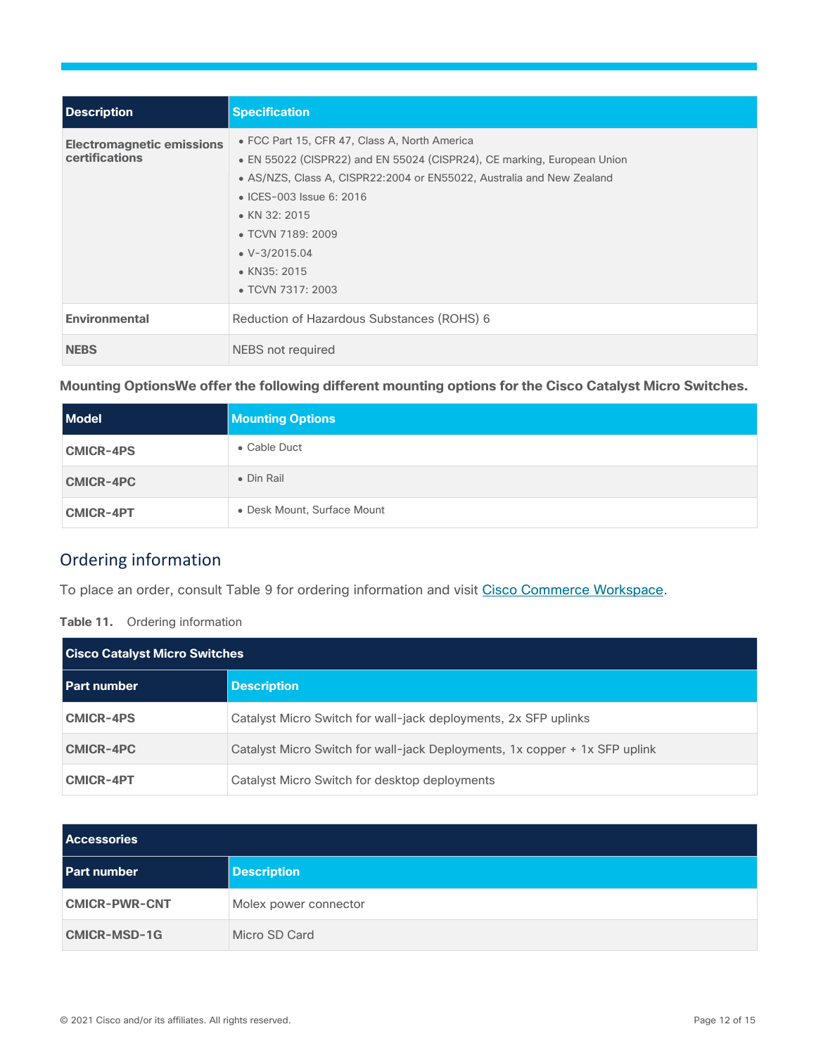| Description | Specification |
|---|---|
| **Electromagnetic emissions certifications** | • FCC Part 15, CFR 47, Class A, North America<br>• EN 55022 (CISPR22) and EN 55024 (CISPR24), CE marking, European Union<br>• AS/NZS, Class A, CISPR22:2004 or EN55022, Australia and New Zealand<br>• ICES-003 Issue 6: 2016<br>• KN 32: 2015<br>• TCVN 7189: 2009<br>• V-3/2015.04<br>• KN35: 2015<br>• TCVN 7317: 2003 |
| **Environmental** | Reduction of Hazardous Substances (ROHS) 6 |
| **NEBS** | NEBS not required |

**Mounting OptionsWe offer the following different mounting options for the Cisco Catalyst Micro Switches.**

| Model | Mounting Options |
|---|---|
| **CMICR-4PS** | • Cable Duct |
| **CMICR-4PC** | • Din Rail |
| **CMICR-4PT** | • Desk Mount, Surface Mount |

## Ordering information

To place an order, consult Table 9 for ordering information and visit Cisco Commerce Workspace.

**Table 11.** Ordering information

| Cisco Catalyst Micro Switches | |
|---|---|
| **Part number** | **Description** |
| **CMICR-4PS** | Catalyst Micro Switch for wall-jack deployments, 2x SFP uplinks |
| **CMICR-4PC** | Catalyst Micro Switch for wall-jack Deployments, 1x copper + 1x SFP uplink |
| **CMICR-4PT** | Catalyst Micro Switch for desktop deployments |

| Accessories | |
|---|---|
| **Part number** | **Description** |
| **CMICR-PWR-CNT** | Molex power connector |
| **CMICR-MSD-1G** | Micro SD Card |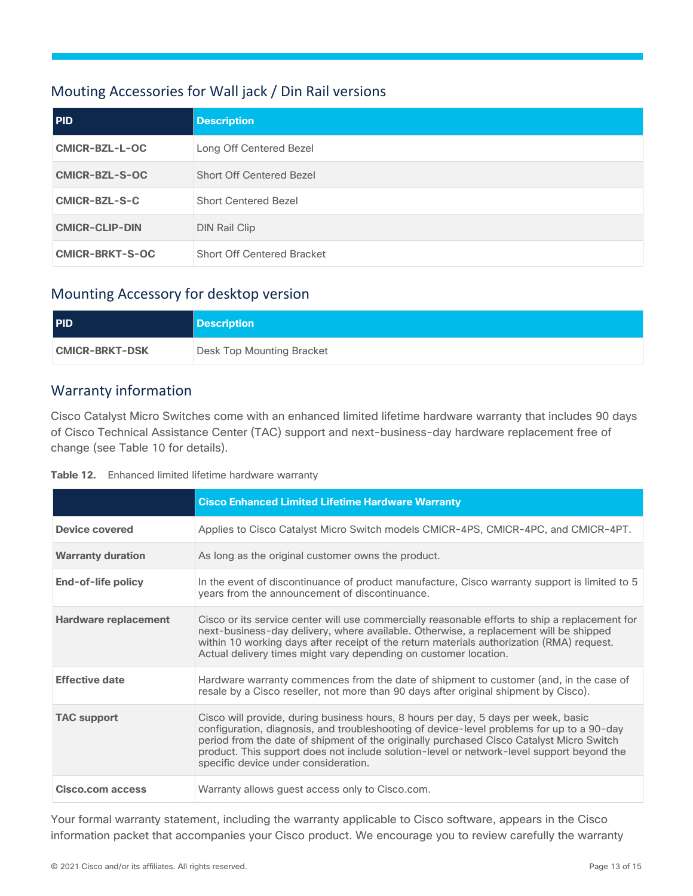## Mouting Accessories for Wall jack / Din Rail versions

| PID | Description |
|---|---|
| **CMICR-BZL-L-OC** | Long Off Centered Bezel |
| **CMICR-BZL-S-OC** | Short Off Centered Bezel |
| **CMICR-BZL-S-C** | Short Centered Bezel |
| **CMICR-CLIP-DIN** | DIN Rail Clip |
| **CMICR-BRKT-S-OC** | Short Off Centered Bracket |

## Mounting Accessory for desktop version

| PID | Description |
|---|---|
| **CMICR-BRKT-DSK** | Desk Top Mounting Bracket |

## Warranty information

Cisco Catalyst Micro Switches come with an enhanced limited lifetime hardware warranty that includes 90 days of Cisco Technical Assistance Center (TAC) support and next-business-day hardware replacement free of change (see Table 10 for details).

**Table 12.** Enhanced limited lifetime hardware warranty

| | Cisco Enhanced Limited Lifetime Hardware Warranty |
|---|---|
| **Device covered** | Applies to Cisco Catalyst Micro Switch models CMICR-4PS, CMICR-4PC, and CMICR-4PT. |
| **Warranty duration** | As long as the original customer owns the product. |
| **End-of-life policy** | In the event of discontinuance of product manufacture, Cisco warranty support is limited to 5 years from the announcement of discontinuance. |
| **Hardware replacement** | Cisco or its service center will use commercially reasonable efforts to ship a replacement for next-business-day delivery, where available. Otherwise, a replacement will be shipped within 10 working days after receipt of the return materials authorization (RMA) request. Actual delivery times might vary depending on customer location. |
| **Effective date** | Hardware warranty commences from the date of shipment to customer (and, in the case of resale by a Cisco reseller, not more than 90 days after original shipment by Cisco). |
| **TAC support** | Cisco will provide, during business hours, 8 hours per day, 5 days per week, basic configuration, diagnosis, and troubleshooting of device-level problems for up to a 90-day period from the date of shipment of the originally purchased Cisco Catalyst Micro Switch product. This support does not include solution-level or network-level support beyond the specific device under consideration. |
| **Cisco.com access** | Warranty allows guest access only to Cisco.com. |

Your formal warranty statement, including the warranty applicable to Cisco software, appears in the Cisco information packet that accompanies your Cisco product. We encourage you to review carefully the warranty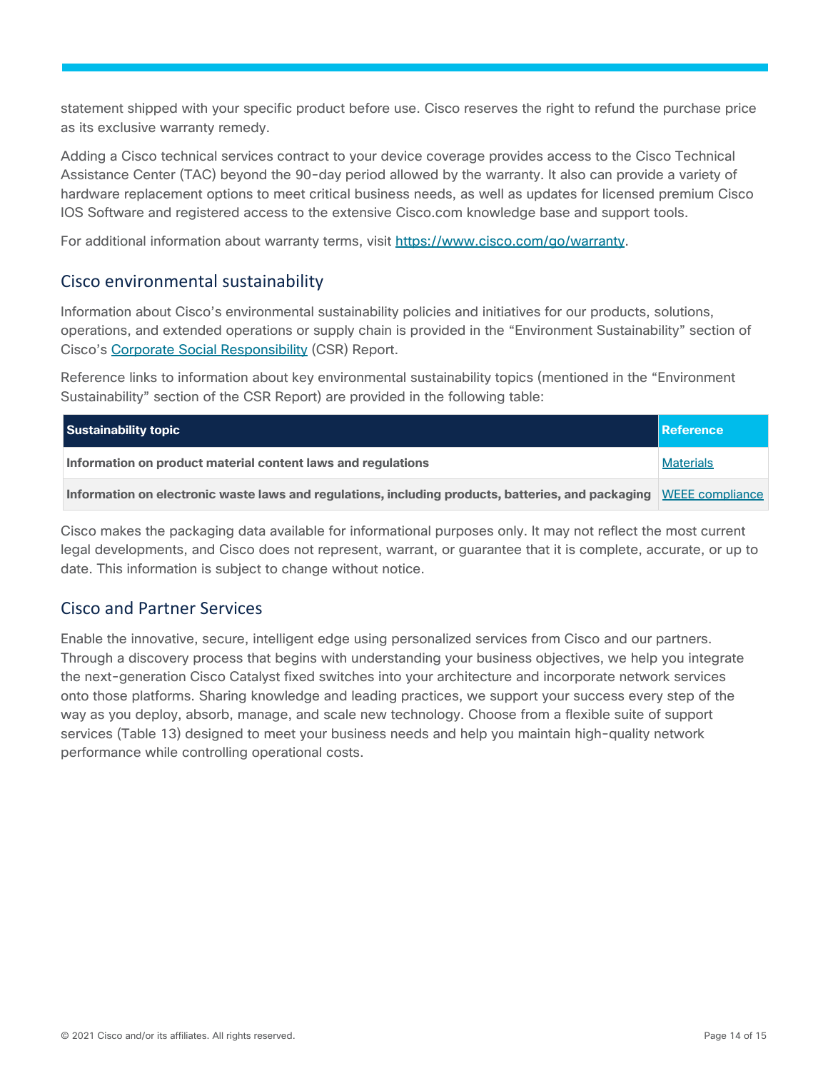statement shipped with your specific product before use. Cisco reserves the right to refund the purchase price as its exclusive warranty remedy.

Adding a Cisco technical services contract to your device coverage provides access to the Cisco Technical Assistance Center (TAC) beyond the 90-day period allowed by the warranty. It also can provide a variety of hardware replacement options to meet critical business needs, as well as updates for licensed premium Cisco IOS Software and registered access to the extensive Cisco.com knowledge base and support tools.

For additional information about warranty terms, visit https://www.cisco.com/go/warranty.

## Cisco environmental sustainability

Information about Cisco's environmental sustainability policies and initiatives for our products, solutions, operations, and extended operations or supply chain is provided in the "Environment Sustainability" section of Cisco's Corporate Social Responsibility (CSR) Report.

Reference links to information about key environmental sustainability topics (mentioned in the "Environment Sustainability" section of the CSR Report) are provided in the following table:

| Sustainability topic | Reference |
| --- | --- |
| **Information on product material content laws and regulations** | Materials |
| **Information on electronic waste laws and regulations, including products, batteries, and packaging** | WEEE compliance |

Cisco makes the packaging data available for informational purposes only. It may not reflect the most current legal developments, and Cisco does not represent, warrant, or guarantee that it is complete, accurate, or up to date. This information is subject to change without notice.

## Cisco and Partner Services

Enable the innovative, secure, intelligent edge using personalized services from Cisco and our partners. Through a discovery process that begins with understanding your business objectives, we help you integrate the next-generation Cisco Catalyst fixed switches into your architecture and incorporate network services onto those platforms. Sharing knowledge and leading practices, we support your success every step of the way as you deploy, absorb, manage, and scale new technology. Choose from a flexible suite of support services (Table 13) designed to meet your business needs and help you maintain high-quality network performance while controlling operational costs.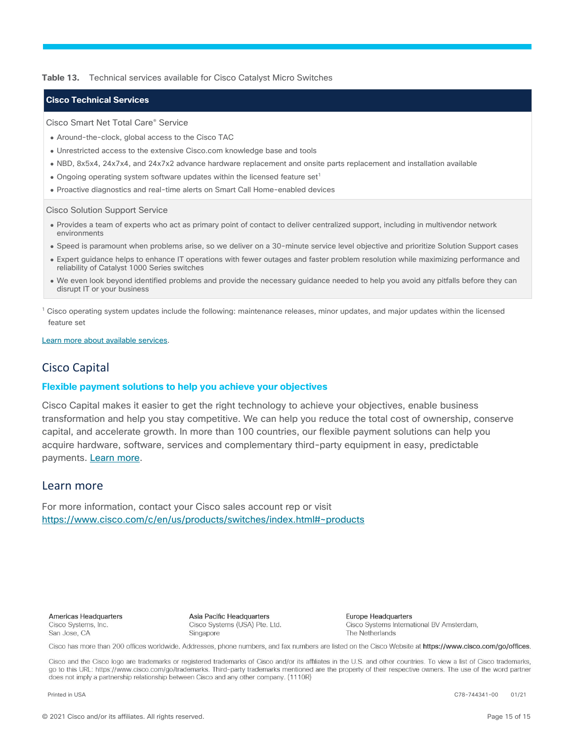**Table 13.** Technical services available for Cisco Catalyst Micro Switches

| Cisco Technical Services |
| --- |
| Cisco Smart Net Total Care® Service<br>• Around-the-clock, global access to the Cisco TAC<br>• Unrestricted access to the extensive Cisco.com knowledge base and tools<br>• NBD, 8x5x4, 24x7x4, and 24x7x2 advance hardware replacement and onsite parts replacement and installation available<br>• Ongoing operating system software updates within the licensed feature set[1]<br>• Proactive diagnostics and real-time alerts on Smart Call Home-enabled devices |
| Cisco Solution Support Service<br>• Provides a team of experts who act as primary point of contact to deliver centralized support, including in multivendor network environments<br>• Speed is paramount when problems arise, so we deliver on a 30-minute service level objective and prioritize Solution Support cases<br>• Expert guidance helps to enhance IT operations with fewer outages and faster problem resolution while maximizing performance and reliability of Catalyst 1000 Series switches<br>• We even look beyond identified problems and provide the necessary guidance needed to help you avoid any pitfalls before they can disrupt IT or your business |

[1] Cisco operating system updates include the following: maintenance releases, minor updates, and major updates within the licensed feature set

Learn more about available services.

## Cisco Capital

### Flexible payment solutions to help you achieve your objectives

Cisco Capital makes it easier to get the right technology to achieve your objectives, enable business transformation and help you stay competitive. We can help you reduce the total cost of ownership, conserve capital, and accelerate growth. In more than 100 countries, our flexible payment solutions can help you acquire hardware, software, services and complementary third-party equipment in easy, predictable payments. Learn more.

## Learn more

For more information, contact your Cisco sales account rep or visit https://www.cisco.com/c/en/us/products/switches/index.html#~products

Americas Headquarters
Cisco Systems, Inc.
San Jose, CA

Asia Pacific Headquarters
Cisco Systems (USA) Pte. Ltd.
Singapore

Europe Headquarters
Cisco Systems International BV Amsterdam,
The Netherlands

Cisco has more than 200 offices worldwide. Addresses, phone numbers, and fax numbers are listed on the Cisco Website at https://www.cisco.com/go/offices.

Cisco and the Cisco logo are trademarks or registered trademarks of Cisco and/or its affiliates in the U.S. and other countries. To view a list of Cisco trademarks, go to this URL: https://www.cisco.com/go/trademarks. Third-party trademarks mentioned are the property of their respective owners. The use of the word partner does not imply a partnership relationship between Cisco and any other company. (1110R)

Printed in USA C78-744341-00 01/21

© 2021 Cisco and/or its affiliates. All rights reserved.